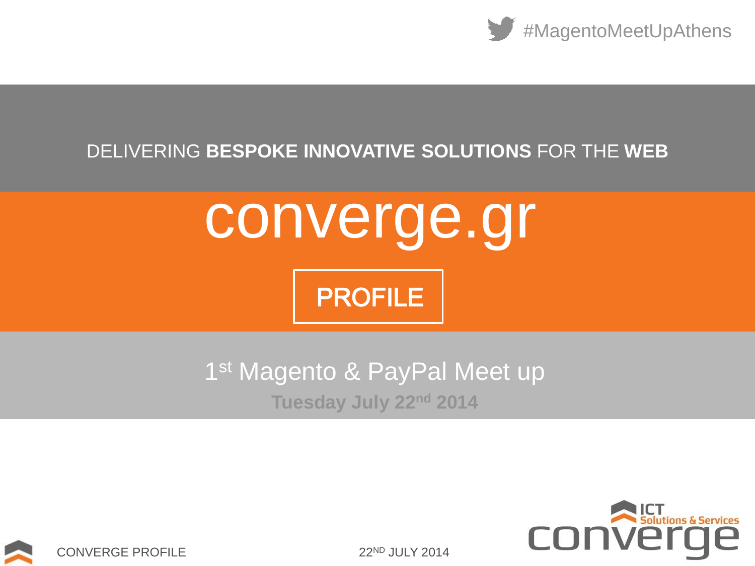#MagentoMeetUpAthens

DELIVERING **BESPOKE INNOVATIVE SOLUTIONS** FOR THE **WEB**

# converge.gr

## PROFILE

1st Magento & PayPal Meet up

**Tuesday July 22nd 2014**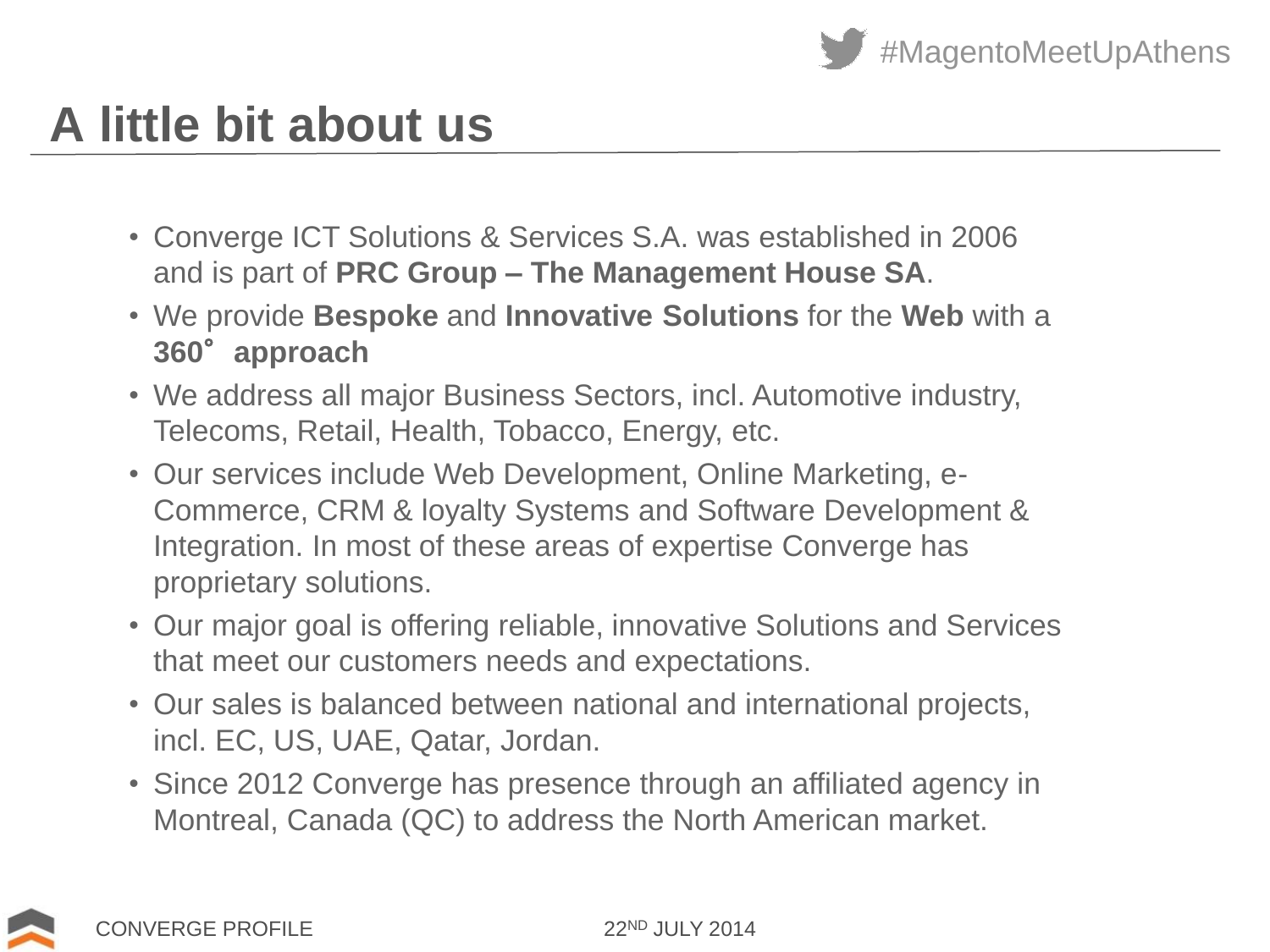# A little bit about us

- Converge ICT Solutions & Services S.A. was established in 2006 and is part of **PRC Group – The Management House SA**.
- We provide **Bespoke** and **Innovative Solutions** for the **Web** with a **360˚ approach**
- We address all major Business Sectors, incl. Automotive industry, Telecoms, Retail, Health, Tobacco, Energy, etc.
- Our services include Web Development, Online Marketing, e-Commerce, CRM & loyalty Systems and Software Development & Integration. In most of these areas of expertise Converge has proprietary solutions.
- Our major goal is offering reliable, innovative Solutions and Services that meet our customers needs and expectations.
- Our sales is balanced between national and international projects, incl. EC, US, UAE, Qatar, Jordan.
- Since 2012 Converge has presence through an affiliated agency in Montreal, Canada (QC) to address the North American market.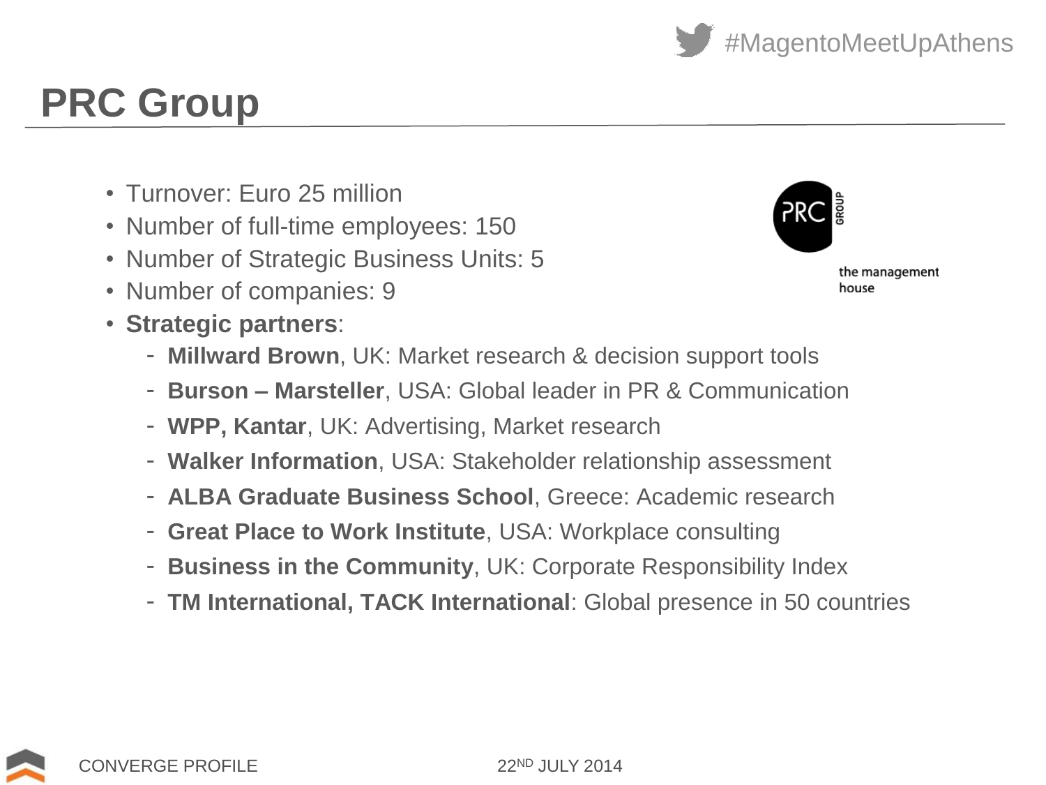# PRC Group

- Turnover: Euro 25 million
- Number of full-time employees: 150
- Number of Strategic Business Units: 5
- Number of companies: 9
- **Strategic partners**:
  - **Millward Brown**, UK: Market research & decision support tools
  - **Burson – Marsteller**, USA: Global leader in PR & Communication
  - **WPP, Kantar**, UK: Advertising, Market research
  - **Walker Information**, USA: Stakeholder relationship assessment
  - **ALBA Graduate Business School**, Greece: Academic research
  - **Great Place to Work Institute**, USA: Workplace consulting
  - **Business in the Community**, UK: Corporate Responsibility Index
  - **TM International, TACK International**: Global presence in 50 countries

PRC GROUP the management house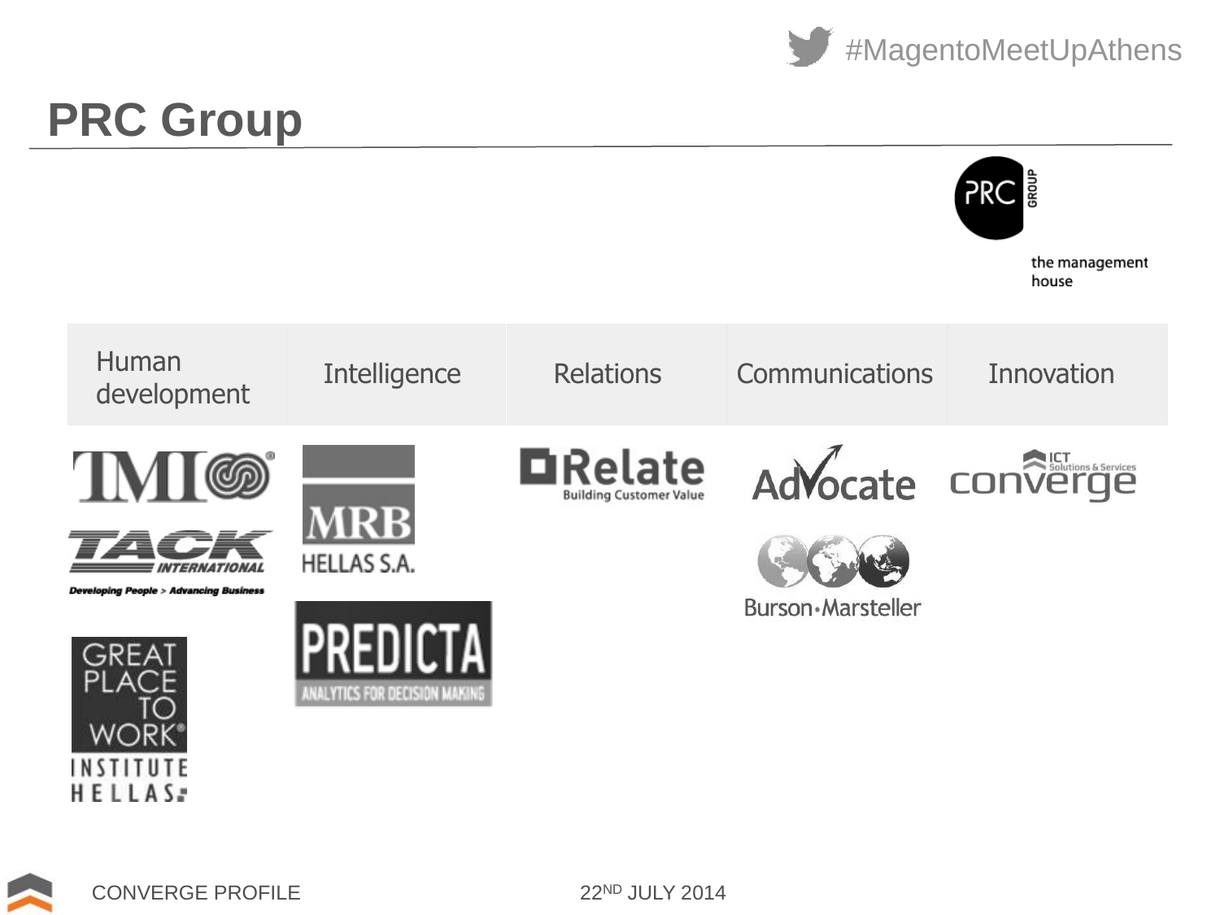# PRC Group

PRC GROUP

the management house

| Human development | Intelligence | Relations | Communications | Innovation |
|---|---|---|---|---|
| TMI | MRB HELLAS S.A. | Relate Building Customer Value | Advocate | ICT Solutions & Services converge |
| TACK INTERNATIONAL Developing People > Advancing Business | PREDICTA ANALYTICS FOR DECISION MAKING | | Burson-Marsteller | |
| GREAT PLACE TO WORK® INSTITUTE HELLAS | | | | |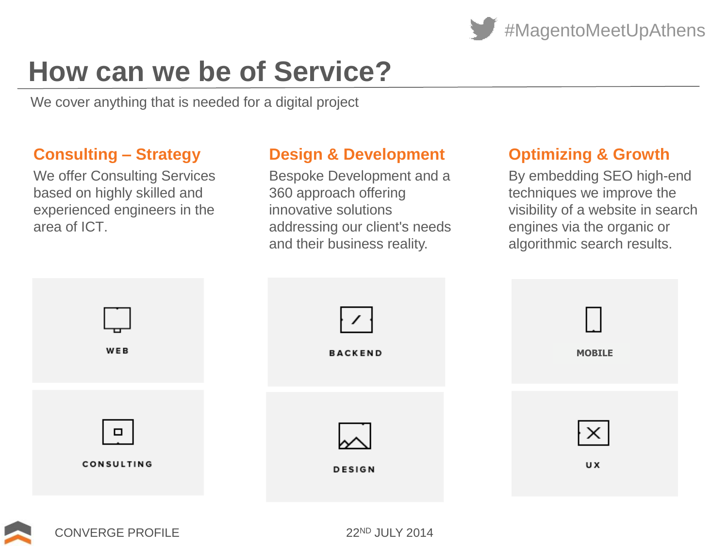# How can we be of Service?

We cover anything that is needed for a digital project

## Consulting – Strategy

We offer Consulting Services based on highly skilled and experienced engineers in the area of ICT.

## Design & Development

Bespoke Development and a 360 approach offering innovative solutions addressing our client's needs and their business reality.

## Optimizing & Growth

By embedding SEO high-end techniques we improve the visibility of a website in search engines via the organic or algorithmic search results.

WEB

CONSULTING

BACKEND

DESIGN

MOBILE

UX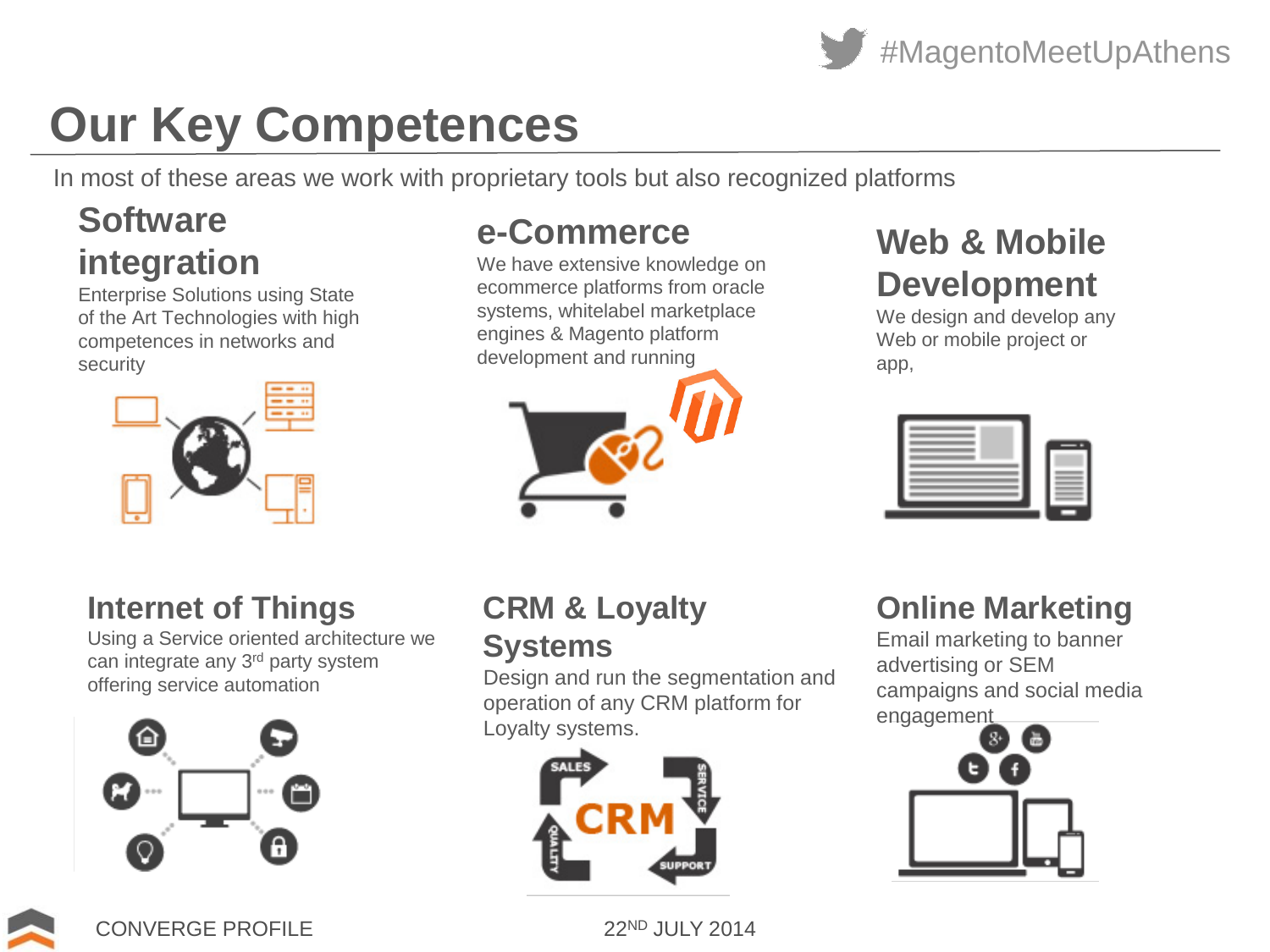# Our Key Competences

In most of these areas we work with proprietary tools but also recognized platforms

## Software integration

Enterprise Solutions using State of the Art Technologies with high competences in networks and security

## e-Commerce

We have extensive knowledge on ecommerce platforms from oracle systems, whitelabel marketplace engines & Magento platform development and running

## Web & Mobile Development

We design and develop any Web or mobile project or app,

## Internet of Things

Using a Service oriented architecture we can integrate any 3rd party system offering service automation

## CRM & Loyalty Systems

Design and run the segmentation and operation of any CRM platform for Loyalty systems.

## Online Marketing

Email marketing to banner advertising or SEM campaigns and social media engagement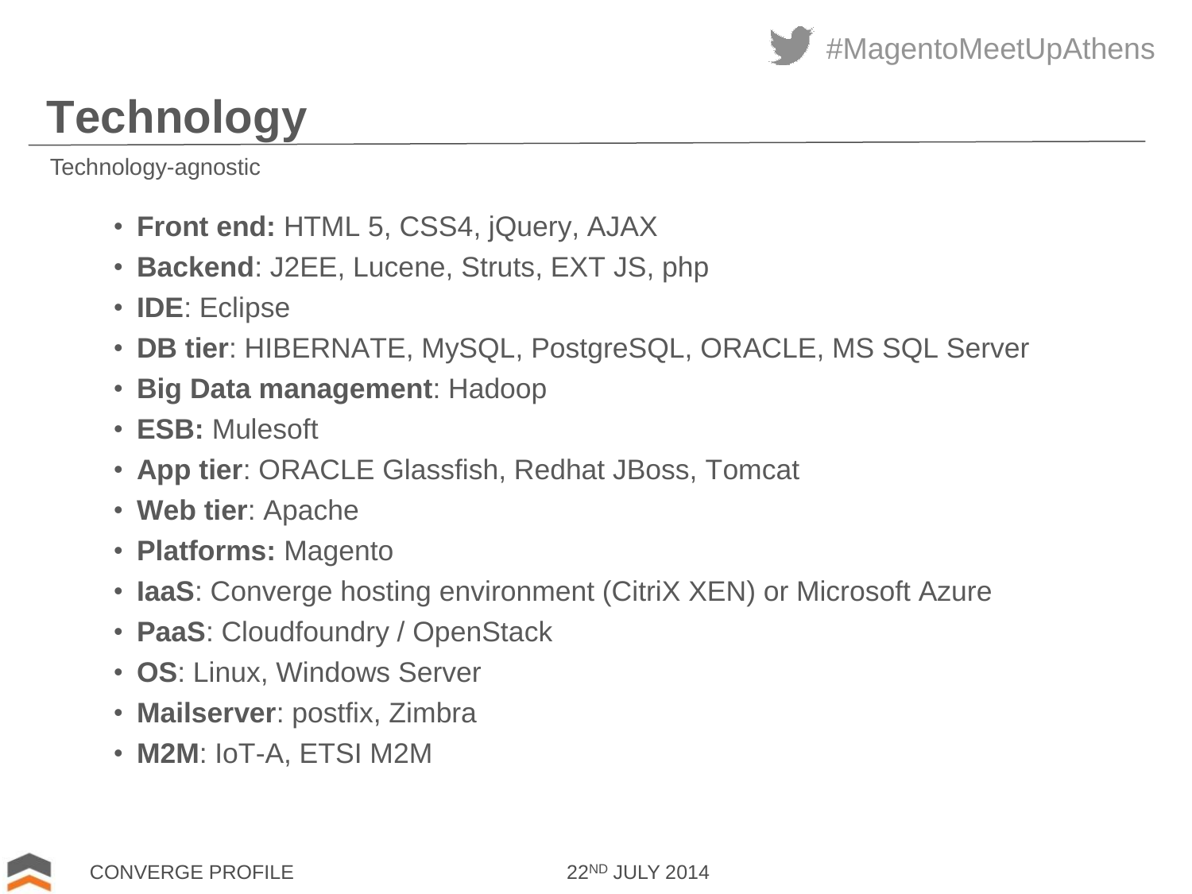# Technology

Technology-agnostic

- **Front end:** HTML 5, CSS4, jQuery, AJAX
- **Backend**: J2EE, Lucene, Struts, EXT JS, php
- **IDE**: Eclipse
- **DB tier**: HIBERNATE, MySQL, PostgreSQL, ORACLE, MS SQL Server
- **Big Data management**: Hadoop
- **ESB:** Mulesoft
- **App tier**: ORACLE Glassfish, Redhat JBoss, Tomcat
- **Web tier**: Apache
- **Platforms:** Magento
- **IaaS**: Converge hosting environment (CitriX XEN) or Microsoft Azure
- **PaaS**: Cloudfoundry / OpenStack
- **OS**: Linux, Windows Server
- **Mailserver**: postfix, Zimbra
- **M2M**: IoT-A, ETSI M2M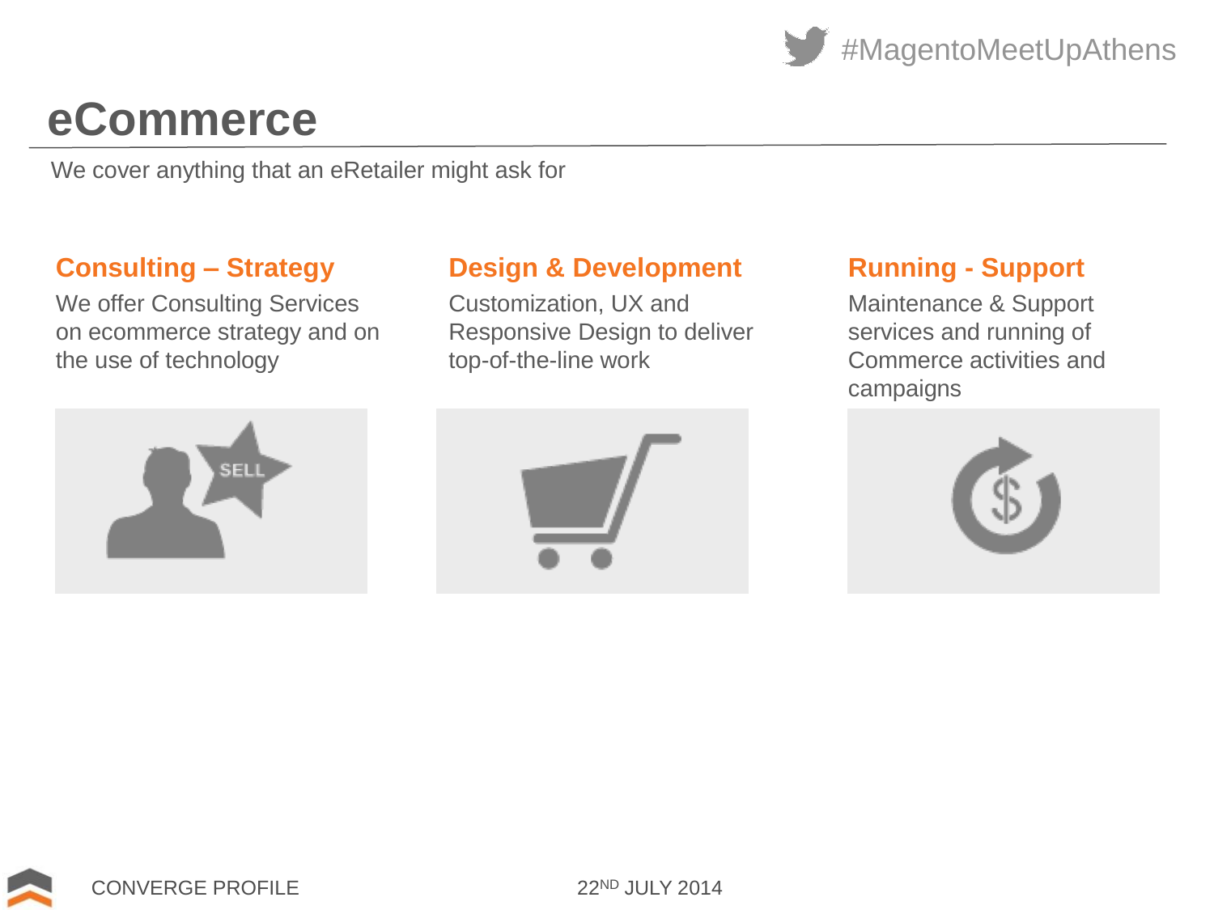# eCommerce

We cover anything that an eRetailer might ask for

## Consulting – Strategy

We offer Consulting Services on ecommerce strategy and on the use of technology

## Design & Development

Customization, UX and Responsive Design to deliver top-of-the-line work

## Running - Support

Maintenance & Support services and running of Commerce activities and campaigns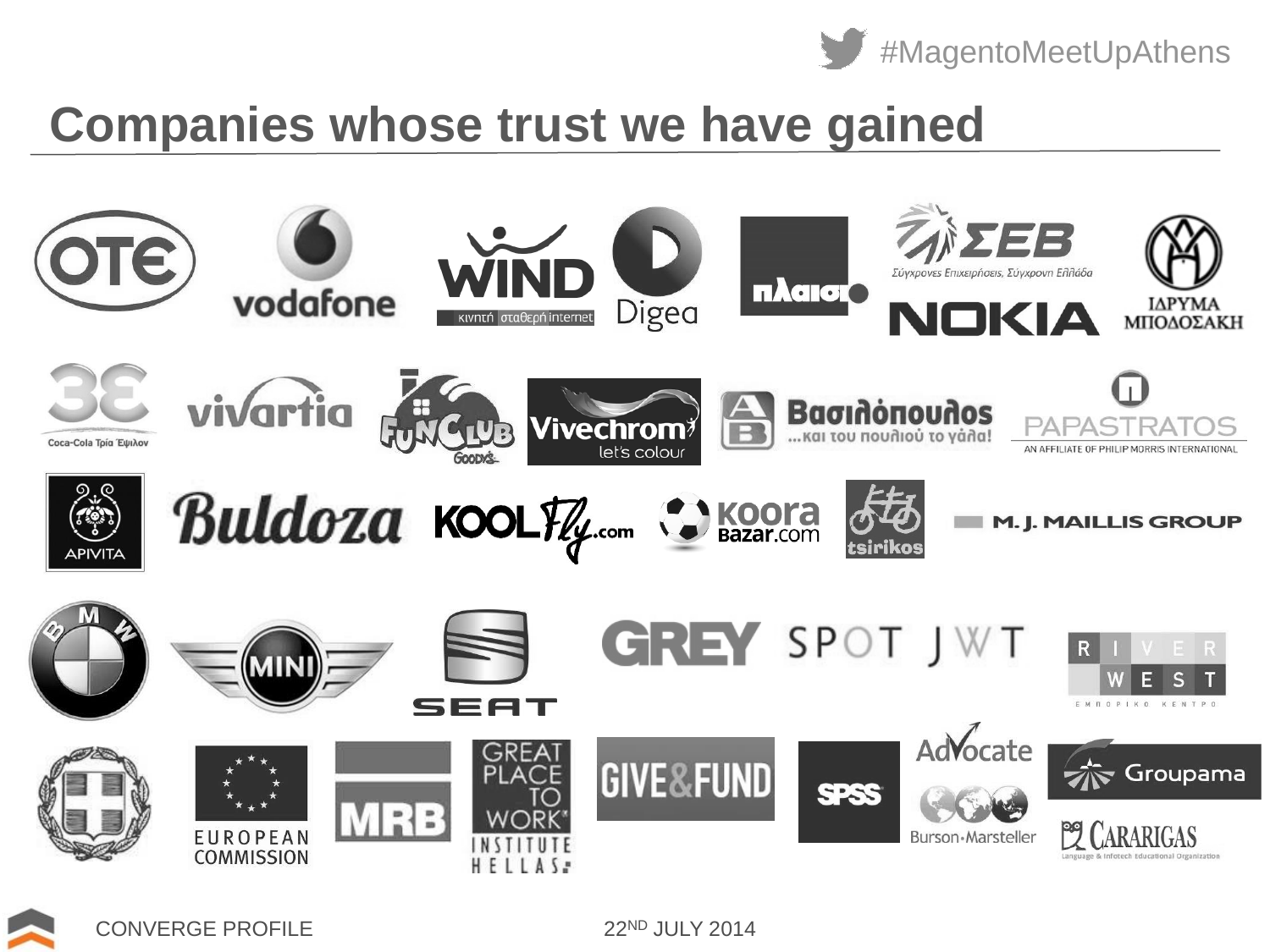#MagentoMeetUpAthens

# Companies whose trust we have gained

OTE · vodafone · WIND κινητή σταθερή internet · Digea · πλαισιο · ΣΕΒ Σύγχρονες Επιχειρήσεις, Σύγχρονη Ελλάδα · NOKIA · ΙΔΡΥΜΑ ΜΠΟΔΟΣΑΚΗ

3Ε Coca-Cola Τρία Έψιλον · vivartia · FUNCLUB Goody's · Vivechrom let's colour · ΑΒ Βασιλόπουλος ...και του πουλιού το γάλα! · PAPASTRATOS AN AFFILIATE OF PHILIP MORRIS INTERNATIONAL

APIVITA · Buldoza · KOOLFly.com · koora Bazar.com · tsirikos · M. J. MAILLIS GROUP

BMW · MINI · SEAT · GREY · SPOT JWT · RIVER WEST ΕΜΠΟΡΙΚΟ ΚΕΝΤΡΟ

EUROPEAN COMMISSION · MRB · GREAT PLACE TO WORK INSTITUTE HELLAS · GIVE&FUND · SPSS · Advocate Burson-Marsteller · Groupama · CARARIGAS Language & Infotech Educational Organization

CONVERGE PROFILE 22ND JULY 2014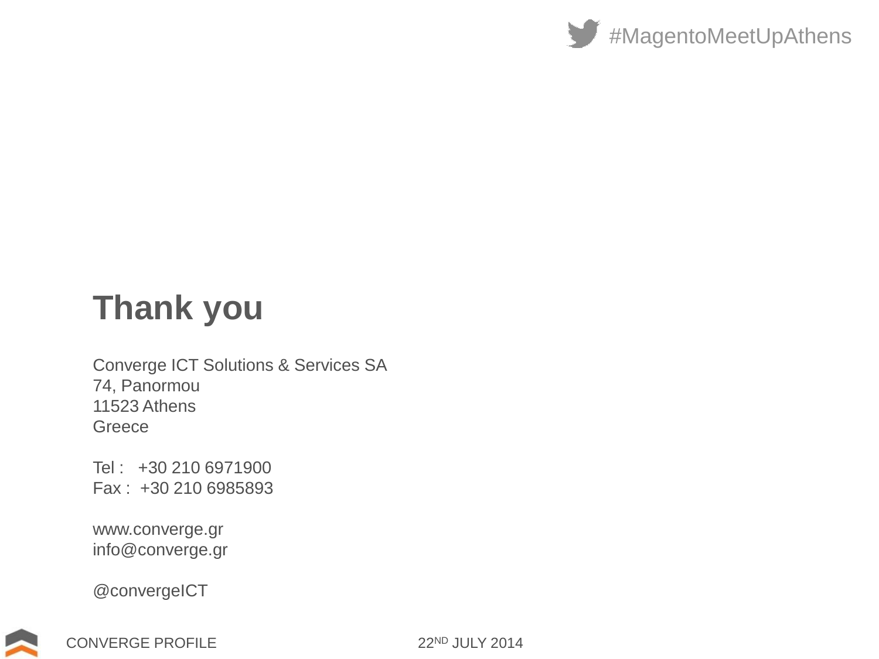# Thank you

Converge ICT Solutions & Services SA
74, Panormou
11523 Athens
Greece

Tel :   +30 210 6971900
Fax :  +30 210 6985893

www.converge.gr
info@converge.gr

@convergeICT